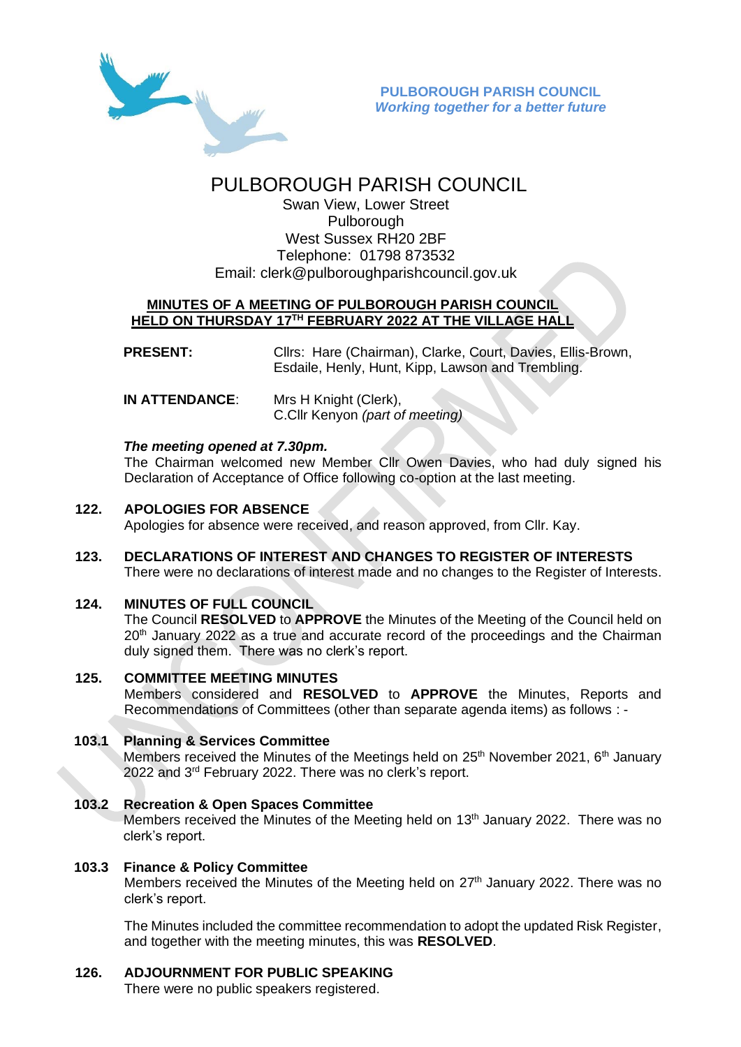**PULBOROUGH PARISH COUNCIL**
*Working together for a better future*

# PULBOROUGH PARISH COUNCIL

Swan View, Lower Street
Pulborough
West Sussex RH20 2BF
Telephone: 01798 873532
Email: clerk@pulboroughparishcouncil.gov.uk

## MINUTES OF A MEETING OF PULBOROUGH PARISH COUNCIL HELD ON THURSDAY 17TH FEBRUARY 2022 AT THE VILLAGE HALL

**PRESENT:** Cllrs: Hare (Chairman), Clarke, Court, Davies, Ellis-Brown, Esdaile, Henly, Hunt, Kipp, Lawson and Trembling.

**IN ATTENDANCE**: Mrs H Knight (Clerk), C.Cllr Kenyon *(part of meeting)*

***The meeting opened at 7.30pm.***

The Chairman welcomed new Member Cllr Owen Davies, who had duly signed his Declaration of Acceptance of Office following co-option at the last meeting.

**122. APOLOGIES FOR ABSENCE**

Apologies for absence were received, and reason approved, from Cllr. Kay.

**123. DECLARATIONS OF INTEREST AND CHANGES TO REGISTER OF INTERESTS**

There were no declarations of interest made and no changes to the Register of Interests.

**124. MINUTES OF FULL COUNCIL**

The Council **RESOLVED** to **APPROVE** the Minutes of the Meeting of the Council held on 20th January 2022 as a true and accurate record of the proceedings and the Chairman duly signed them. There was no clerk's report.

**125. COMMITTEE MEETING MINUTES**

Members considered and **RESOLVED** to **APPROVE** the Minutes, Reports and Recommendations of Committees (other than separate agenda items) as follows : -

**103.1 Planning & Services Committee**

Members received the Minutes of the Meetings held on 25th November 2021, 6th January 2022 and 3rd February 2022. There was no clerk's report.

**103.2 Recreation & Open Spaces Committee**

Members received the Minutes of the Meeting held on 13th January 2022. There was no clerk's report.

**103.3 Finance & Policy Committee**

Members received the Minutes of the Meeting held on 27th January 2022. There was no clerk's report.

The Minutes included the committee recommendation to adopt the updated Risk Register, and together with the meeting minutes, this was **RESOLVED**.

**126. ADJOURNMENT FOR PUBLIC SPEAKING**

There were no public speakers registered.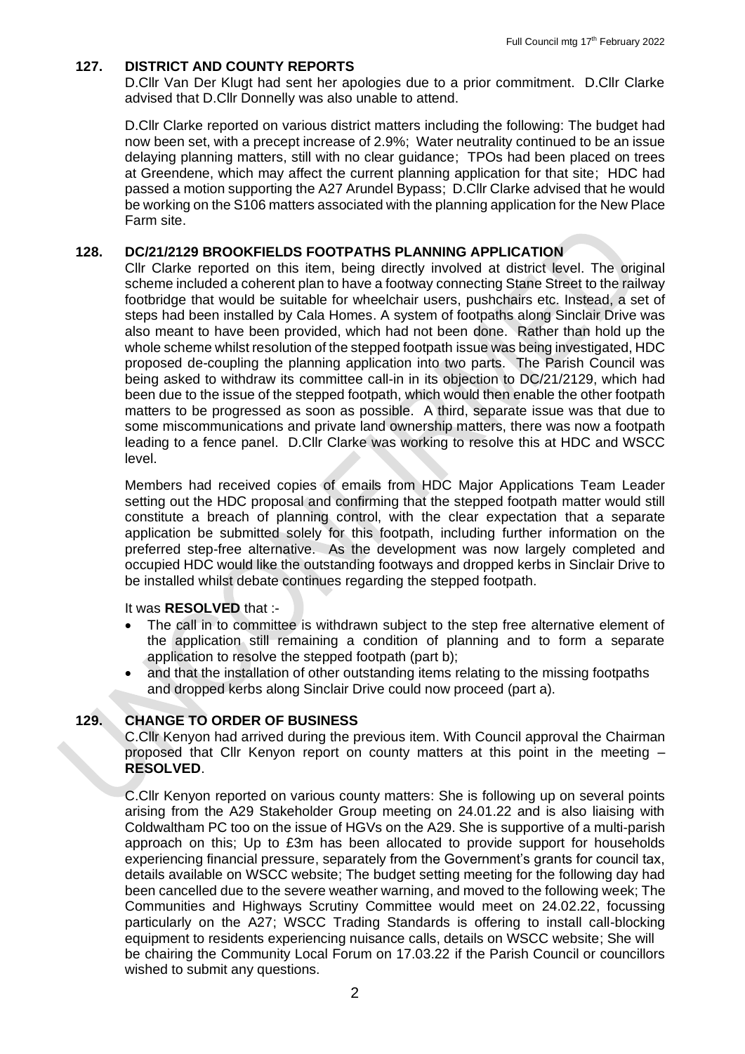## 127. DISTRICT AND COUNTY REPORTS

D.Cllr Van Der Klugt had sent her apologies due to a prior commitment. D.Cllr Clarke advised that D.Cllr Donnelly was also unable to attend.

D.Cllr Clarke reported on various district matters including the following: The budget had now been set, with a precept increase of 2.9%; Water neutrality continued to be an issue delaying planning matters, still with no clear guidance; TPOs had been placed on trees at Greendene, which may affect the current planning application for that site; HDC had passed a motion supporting the A27 Arundel Bypass; D.Cllr Clarke advised that he would be working on the S106 matters associated with the planning application for the New Place Farm site.

## 128. DC/21/2129 BROOKFIELDS FOOTPATHS PLANNING APPLICATION

Cllr Clarke reported on this item, being directly involved at district level. The original scheme included a coherent plan to have a footway connecting Stane Street to the railway footbridge that would be suitable for wheelchair users, pushchairs etc. Instead, a set of steps had been installed by Cala Homes. A system of footpaths along Sinclair Drive was also meant to have been provided, which had not been done. Rather than hold up the whole scheme whilst resolution of the stepped footpath issue was being investigated, HDC proposed de-coupling the planning application into two parts. The Parish Council was being asked to withdraw its committee call-in in its objection to DC/21/2129, which had been due to the issue of the stepped footpath, which would then enable the other footpath matters to be progressed as soon as possible. A third, separate issue was that due to some miscommunications and private land ownership matters, there was now a footpath leading to a fence panel. D.Cllr Clarke was working to resolve this at HDC and WSCC level.

Members had received copies of emails from HDC Major Applications Team Leader setting out the HDC proposal and confirming that the stepped footpath matter would still constitute a breach of planning control, with the clear expectation that a separate application be submitted solely for this footpath, including further information on the preferred step-free alternative. As the development was now largely completed and occupied HDC would like the outstanding footways and dropped kerbs in Sinclair Drive to be installed whilst debate continues regarding the stepped footpath.

It was **RESOLVED** that :-

- The call in to committee is withdrawn subject to the step free alternative element of the application still remaining a condition of planning and to form a separate application to resolve the stepped footpath (part b);
- and that the installation of other outstanding items relating to the missing footpaths and dropped kerbs along Sinclair Drive could now proceed (part a).

## 129. CHANGE TO ORDER OF BUSINESS

C.Cllr Kenyon had arrived during the previous item. With Council approval the Chairman proposed that Cllr Kenyon report on county matters at this point in the meeting – **RESOLVED**.

C.Cllr Kenyon reported on various county matters: She is following up on several points arising from the A29 Stakeholder Group meeting on 24.01.22 and is also liaising with Coldwaltham PC too on the issue of HGVs on the A29. She is supportive of a multi-parish approach on this; Up to £3m has been allocated to provide support for households experiencing financial pressure, separately from the Government's grants for council tax, details available on WSCC website; The budget setting meeting for the following day had been cancelled due to the severe weather warning, and moved to the following week; The Communities and Highways Scrutiny Committee would meet on 24.02.22, focussing particularly on the A27; WSCC Trading Standards is offering to install call-blocking equipment to residents experiencing nuisance calls, details on WSCC website; She will be chairing the Community Local Forum on 17.03.22 if the Parish Council or councillors wished to submit any questions.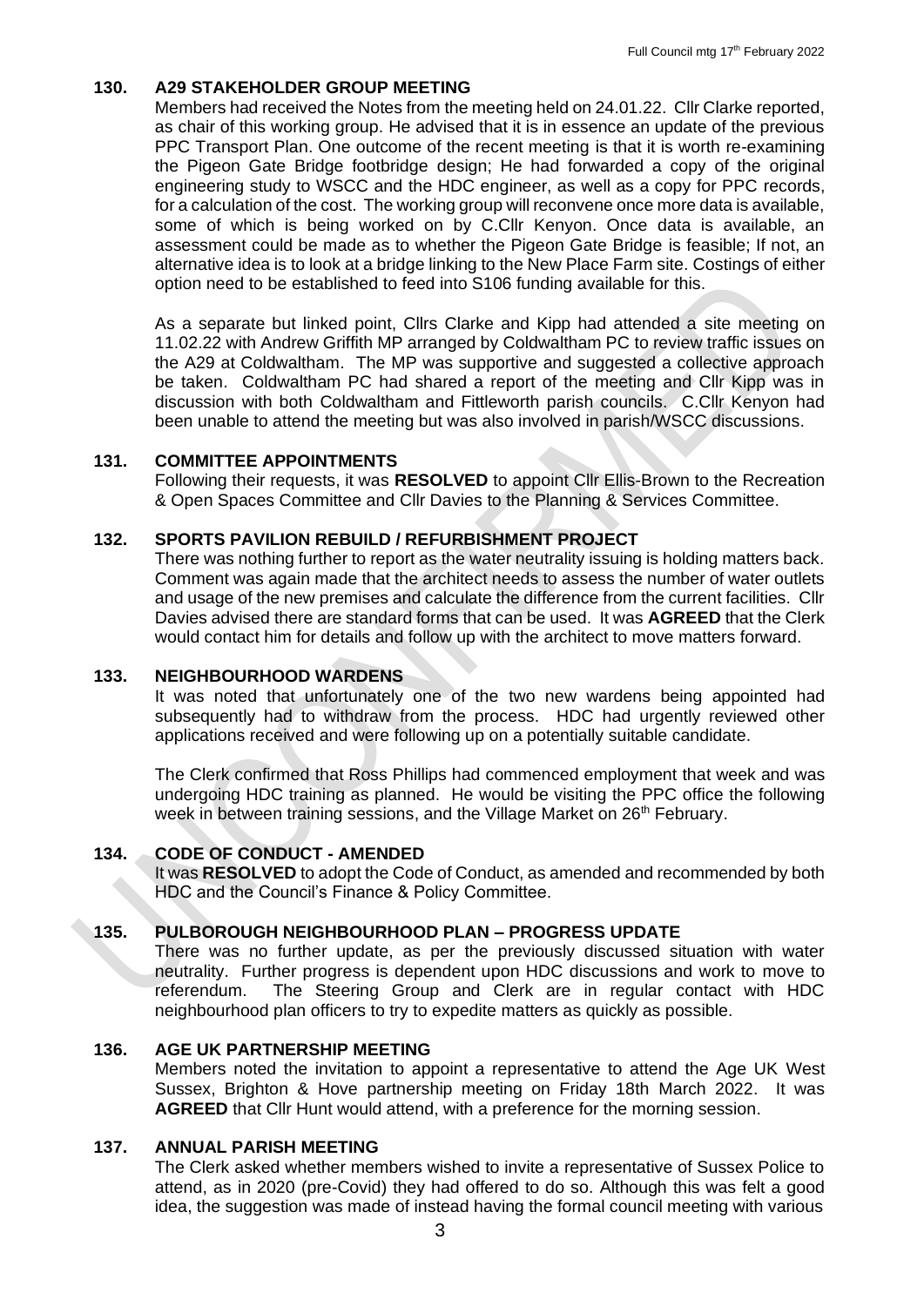### 130. A29 STAKEHOLDER GROUP MEETING

Members had received the Notes from the meeting held on 24.01.22. Cllr Clarke reported, as chair of this working group. He advised that it is in essence an update of the previous PPC Transport Plan. One outcome of the recent meeting is that it is worth re-examining the Pigeon Gate Bridge footbridge design; He had forwarded a copy of the original engineering study to WSCC and the HDC engineer, as well as a copy for PPC records, for a calculation of the cost. The working group will reconvene once more data is available, some of which is being worked on by C.Cllr Kenyon. Once data is available, an assessment could be made as to whether the Pigeon Gate Bridge is feasible; If not, an alternative idea is to look at a bridge linking to the New Place Farm site. Costings of either option need to be established to feed into S106 funding available for this.

As a separate but linked point, Cllrs Clarke and Kipp had attended a site meeting on 11.02.22 with Andrew Griffith MP arranged by Coldwaltham PC to review traffic issues on the A29 at Coldwaltham. The MP was supportive and suggested a collective approach be taken. Coldwaltham PC had shared a report of the meeting and Cllr Kipp was in discussion with both Coldwaltham and Fittleworth parish councils. C.Cllr Kenyon had been unable to attend the meeting but was also involved in parish/WSCC discussions.

### 131. COMMITTEE APPOINTMENTS

Following their requests, it was **RESOLVED** to appoint Cllr Ellis-Brown to the Recreation & Open Spaces Committee and Cllr Davies to the Planning & Services Committee.

### 132. SPORTS PAVILION REBUILD / REFURBISHMENT PROJECT

There was nothing further to report as the water neutrality issuing is holding matters back. Comment was again made that the architect needs to assess the number of water outlets and usage of the new premises and calculate the difference from the current facilities. Cllr Davies advised there are standard forms that can be used. It was **AGREED** that the Clerk would contact him for details and follow up with the architect to move matters forward.

### 133. NEIGHBOURHOOD WARDENS

It was noted that unfortunately one of the two new wardens being appointed had subsequently had to withdraw from the process. HDC had urgently reviewed other applications received and were following up on a potentially suitable candidate.

The Clerk confirmed that Ross Phillips had commenced employment that week and was undergoing HDC training as planned. He would be visiting the PPC office the following week in between training sessions, and the Village Market on 26th February.

### 134. CODE OF CONDUCT - AMENDED

It was **RESOLVED** to adopt the Code of Conduct, as amended and recommended by both HDC and the Council's Finance & Policy Committee.

### 135. PULBOROUGH NEIGHBOURHOOD PLAN – PROGRESS UPDATE

There was no further update, as per the previously discussed situation with water neutrality. Further progress is dependent upon HDC discussions and work to move to referendum. The Steering Group and Clerk are in regular contact with HDC neighbourhood plan officers to try to expedite matters as quickly as possible.

### 136. AGE UK PARTNERSHIP MEETING

Members noted the invitation to appoint a representative to attend the Age UK West Sussex, Brighton & Hove partnership meeting on Friday 18th March 2022. It was **AGREED** that Cllr Hunt would attend, with a preference for the morning session.

### 137. ANNUAL PARISH MEETING

The Clerk asked whether members wished to invite a representative of Sussex Police to attend, as in 2020 (pre-Covid) they had offered to do so. Although this was felt a good idea, the suggestion was made of instead having the formal council meeting with various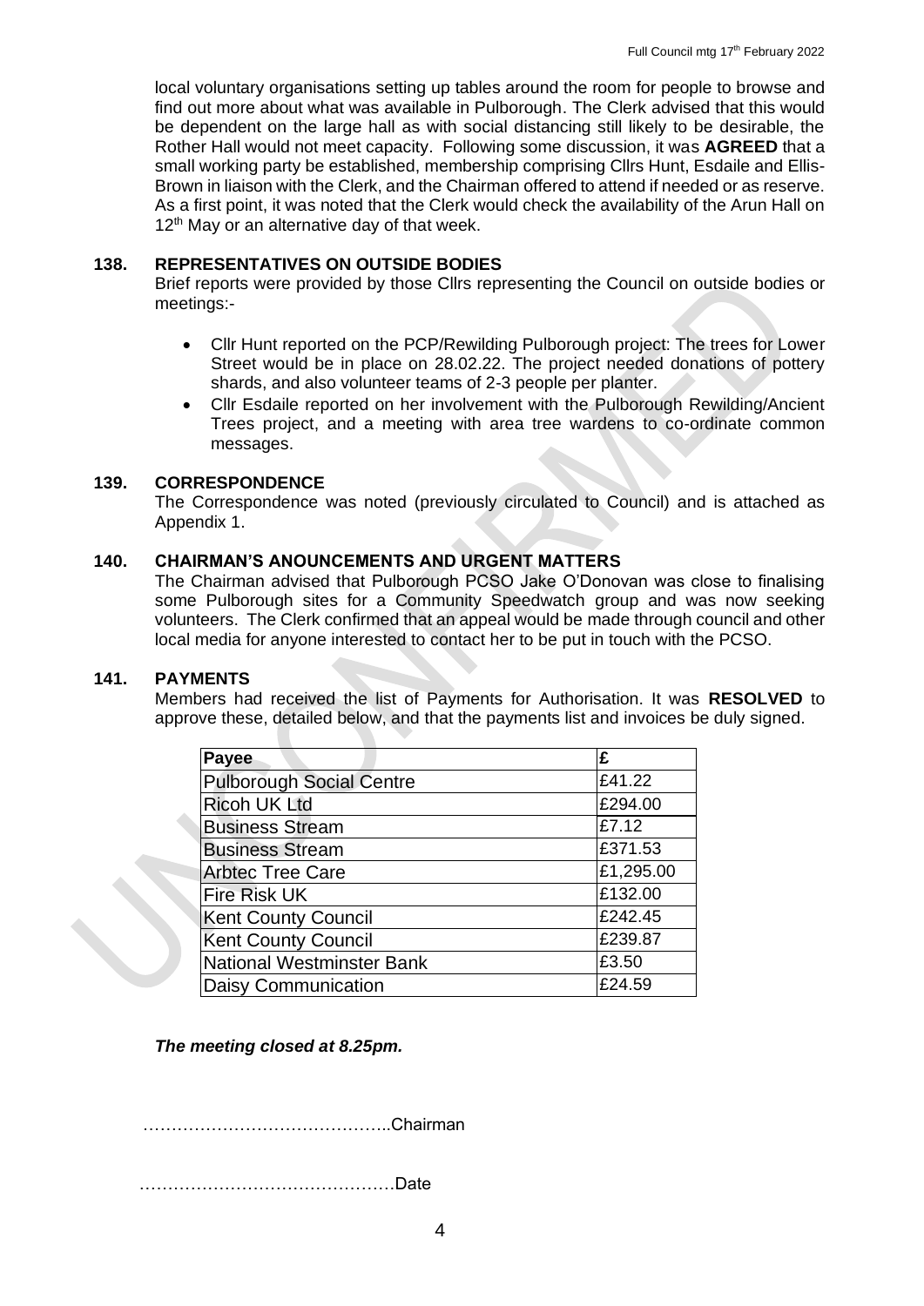local voluntary organisations setting up tables around the room for people to browse and find out more about what was available in Pulborough. The Clerk advised that this would be dependent on the large hall as with social distancing still likely to be desirable, the Rother Hall would not meet capacity. Following some discussion, it was **AGREED** that a small working party be established, membership comprising Cllrs Hunt, Esdaile and Ellis-Brown in liaison with the Clerk, and the Chairman offered to attend if needed or as reserve. As a first point, it was noted that the Clerk would check the availability of the Arun Hall on 12th May or an alternative day of that week.

### 138. REPRESENTATIVES ON OUTSIDE BODIES

Brief reports were provided by those Cllrs representing the Council on outside bodies or meetings:-

- Cllr Hunt reported on the PCP/Rewilding Pulborough project: The trees for Lower Street would be in place on 28.02.22. The project needed donations of pottery shards, and also volunteer teams of 2-3 people per planter.
- Cllr Esdaile reported on her involvement with the Pulborough Rewilding/Ancient Trees project, and a meeting with area tree wardens to co-ordinate common messages.

### 139. CORRESPONDENCE

The Correspondence was noted (previously circulated to Council) and is attached as Appendix 1.

### 140. CHAIRMAN'S ANOUNCEMENTS AND URGENT MATTERS

The Chairman advised that Pulborough PCSO Jake O'Donovan was close to finalising some Pulborough sites for a Community Speedwatch group and was now seeking volunteers. The Clerk confirmed that an appeal would be made through council and other local media for anyone interested to contact her to be put in touch with the PCSO.

### 141. PAYMENTS

Members had received the list of Payments for Authorisation. It was **RESOLVED** to approve these, detailed below, and that the payments list and invoices be duly signed.

| Payee | £ |
|---|---|
| Pulborough Social Centre | £41.22 |
| Ricoh UK Ltd | £294.00 |
| Business Stream | £7.12 |
| Business Stream | £371.53 |
| Arbtec Tree Care | £1,295.00 |
| Fire Risk UK | £132.00 |
| Kent County Council | £242.45 |
| Kent County Council | £239.87 |
| National Westminster Bank | £3.50 |
| Daisy Communication | £24.59 |

***The meeting closed at 8.25pm.***

……………………………………..Chairman

………………………………………Date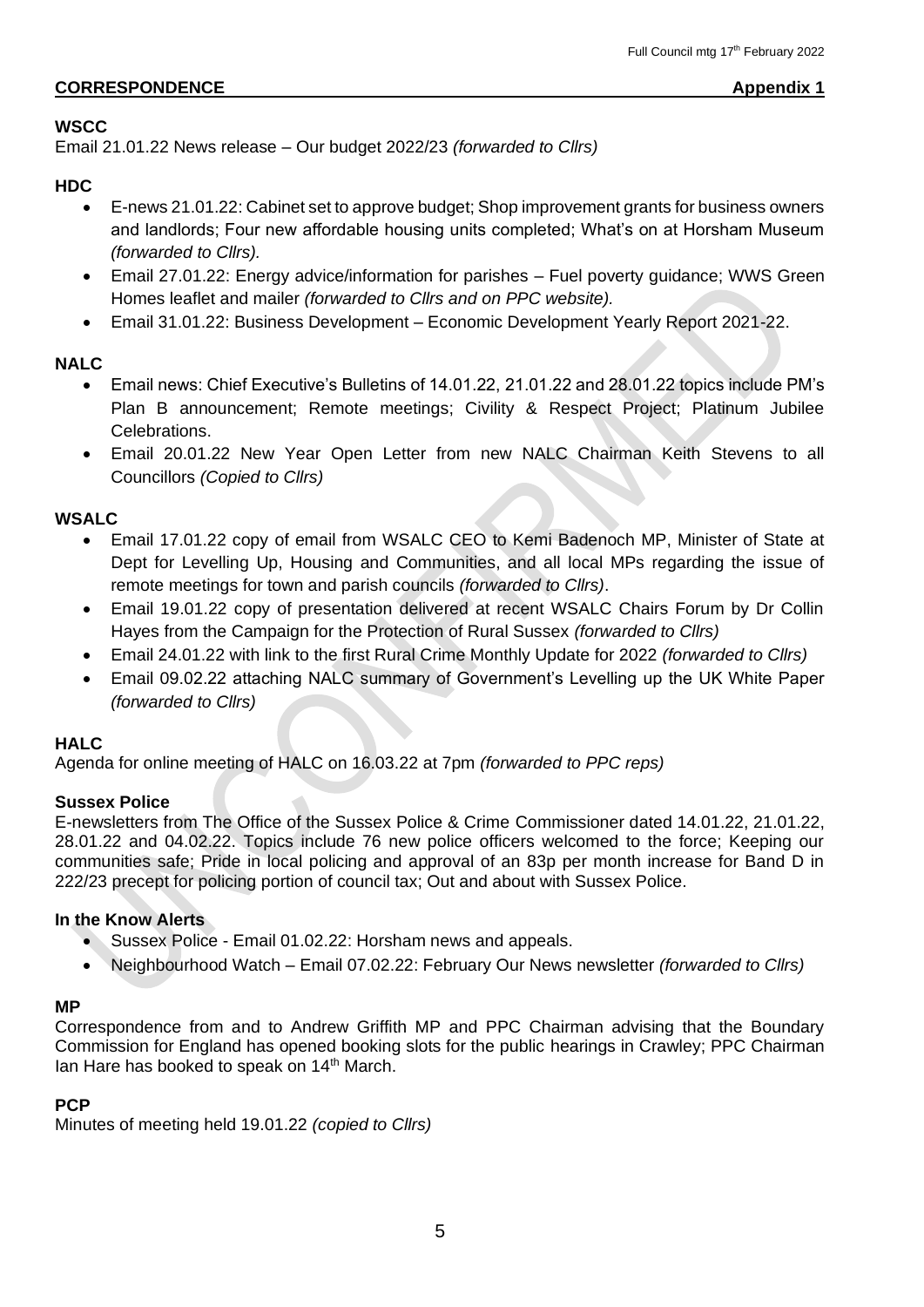**CORRESPONDENCE** **Appendix 1**

**WSCC**

Email 21.01.22 News release – Our budget 2022/23 *(forwarded to Cllrs)*

**HDC**

- E-news 21.01.22: Cabinet set to approve budget; Shop improvement grants for business owners and landlords; Four new affordable housing units completed; What's on at Horsham Museum *(forwarded to Cllrs).*
- Email 27.01.22: Energy advice/information for parishes – Fuel poverty guidance; WWS Green Homes leaflet and mailer *(forwarded to Cllrs and on PPC website).*
- Email 31.01.22: Business Development – Economic Development Yearly Report 2021-22.

**NALC**

- Email news: Chief Executive's Bulletins of 14.01.22, 21.01.22 and 28.01.22 topics include PM's Plan B announcement; Remote meetings; Civility & Respect Project; Platinum Jubilee Celebrations.
- Email 20.01.22 New Year Open Letter from new NALC Chairman Keith Stevens to all Councillors *(Copied to Cllrs)*

**WSALC**

- Email 17.01.22 copy of email from WSALC CEO to Kemi Badenoch MP, Minister of State at Dept for Levelling Up, Housing and Communities, and all local MPs regarding the issue of remote meetings for town and parish councils *(forwarded to Cllrs)*.
- Email 19.01.22 copy of presentation delivered at recent WSALC Chairs Forum by Dr Collin Hayes from the Campaign for the Protection of Rural Sussex *(forwarded to Cllrs)*
- Email 24.01.22 with link to the first Rural Crime Monthly Update for 2022 *(forwarded to Cllrs)*
- Email 09.02.22 attaching NALC summary of Government's Levelling up the UK White Paper *(forwarded to Cllrs)*

**HALC**

Agenda for online meeting of HALC on 16.03.22 at 7pm *(forwarded to PPC reps)*

**Sussex Police**

E-newsletters from The Office of the Sussex Police & Crime Commissioner dated 14.01.22, 21.01.22, 28.01.22 and 04.02.22. Topics include 76 new police officers welcomed to the force; Keeping our communities safe; Pride in local policing and approval of an 83p per month increase for Band D in 222/23 precept for policing portion of council tax; Out and about with Sussex Police.

**In the Know Alerts**

- Sussex Police - Email 01.02.22: Horsham news and appeals.
- Neighbourhood Watch – Email 07.02.22: February Our News newsletter *(forwarded to Cllrs)*

**MP**

Correspondence from and to Andrew Griffith MP and PPC Chairman advising that the Boundary Commission for England has opened booking slots for the public hearings in Crawley; PPC Chairman Ian Hare has booked to speak on 14th March.

**PCP**

Minutes of meeting held 19.01.22 *(copied to Cllrs)*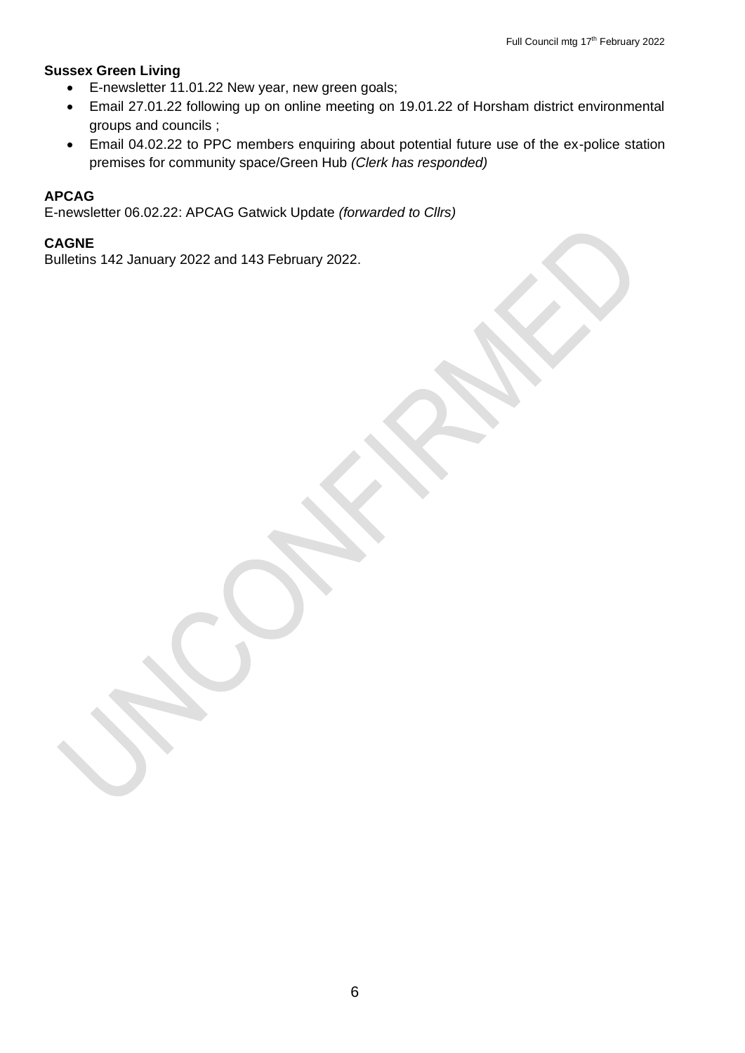**Sussex Green Living**

- E-newsletter 11.01.22 New year, new green goals;
- Email 27.01.22 following up on online meeting on 19.01.22 of Horsham district environmental groups and councils ;
- Email 04.02.22 to PPC members enquiring about potential future use of the ex-police station premises for community space/Green Hub *(Clerk has responded)*

**APCAG**

E-newsletter 06.02.22: APCAG Gatwick Update *(forwarded to Cllrs)*

**CAGNE**

Bulletins 142 January 2022 and 143 February 2022.